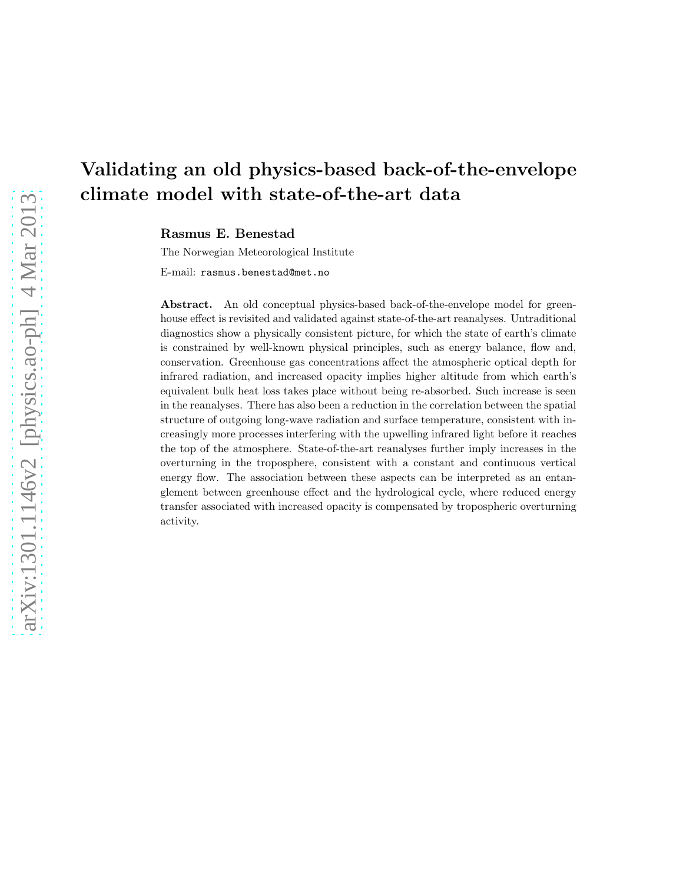# Validating an old physics-based back-of-the-envelope climate model with state-of-the-art data

**Rasmus E. Benestad**

The Norwegian Meteorological Institute

E-mail: `rasmus.benestad@met.no`

**Abstract.** An old conceptual physics-based back-of-the-envelope model for greenhouse effect is revisited and validated against state-of-the-art reanalyses. Untraditional diagnostics show a physically consistent picture, for which the state of earth's climate is constrained by well-known physical principles, such as energy balance, flow and, conservation. Greenhouse gas concentrations affect the atmospheric optical depth for infrared radiation, and increased opacity implies higher altitude from which earth's equivalent bulk heat loss takes place without being re-absorbed. Such increase is seen in the reanalyses. There has also been a reduction in the correlation between the spatial structure of outgoing long-wave radiation and surface temperature, consistent with increasingly more processes interfering with the upwelling infrared light before it reaches the top of the atmosphere. State-of-the-art reanalyses further imply increases in the overturning in the troposphere, consistent with a constant and continuous vertical energy flow. The association between these aspects can be interpreted as an entanglement between greenhouse effect and the hydrological cycle, where reduced energy transfer associated with increased opacity is compensated by tropospheric overturning activity.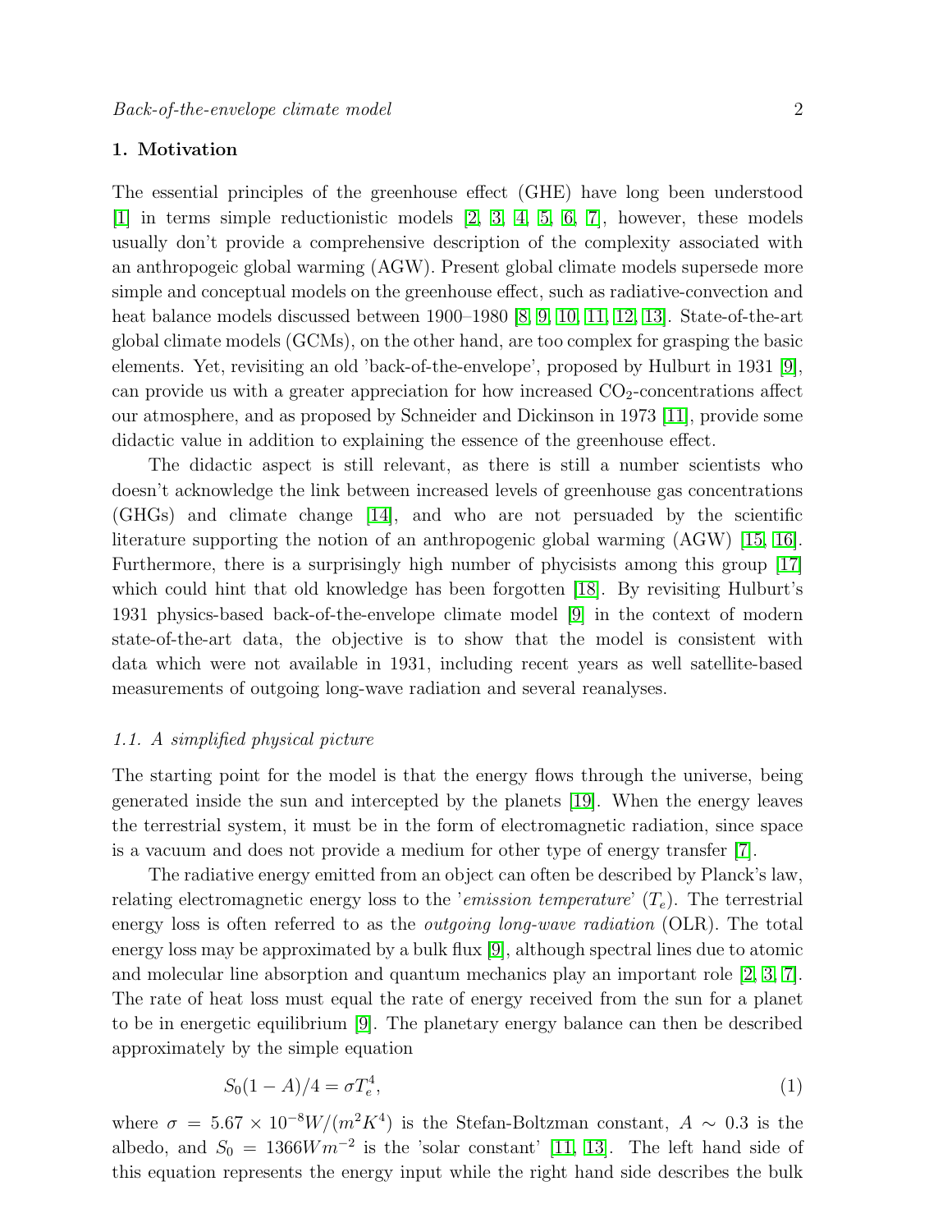## 1. Motivation

The essential principles of the greenhouse effect (GHE) have long been understood [1] in terms simple reductionistic models [2, 3, 4, 5, 6, 7], however, these models usually don't provide a comprehensive description of the complexity associated with an anthropogeic global warming (AGW). Present global climate models supersede more simple and conceptual models on the greenhouse effect, such as radiative-convection and heat balance models discussed between 1900–1980 [8, 9, 10, 11, 12, 13]. State-of-the-art global climate models (GCMs), on the other hand, are too complex for grasping the basic elements. Yet, revisiting an old 'back-of-the-envelope', proposed by Hulburt in 1931 [9], can provide us with a greater appreciation for how increased $CO_2$-concentrations affect our atmosphere, and as proposed by Schneider and Dickinson in 1973 [11], provide some didactic value in addition to explaining the essence of the greenhouse effect.

The didactic aspect is still relevant, as there is still a number scientists who doesn't acknowledge the link between increased levels of greenhouse gas concentrations (GHGs) and climate change [14], and who are not persuaded by the scientific literature supporting the notion of an anthropogenic global warming (AGW) [15, 16]. Furthermore, there is a surprisingly high number of phycisists among this group [17] which could hint that old knowledge has been forgotten [18]. By revisiting Hulburt's 1931 physics-based back-of-the-envelope climate model [9] in the context of modern state-of-the-art data, the objective is to show that the model is consistent with data which were not available in 1931, including recent years as well satellite-based measurements of outgoing long-wave radiation and several reanalyses.

### 1.1. A simplified physical picture

The starting point for the model is that the energy flows through the universe, being generated inside the sun and intercepted by the planets [19]. When the energy leaves the terrestrial system, it must be in the form of electromagnetic radiation, since space is a vacuum and does not provide a medium for other type of energy transfer [7].

The radiative energy emitted from an object can often be described by Planck's law, relating electromagnetic energy loss to the '*emission temperature*' ($T_e$). The terrestrial energy loss is often referred to as the *outgoing long-wave radiation* (OLR). The total energy loss may be approximated by a bulk flux [9], although spectral lines due to atomic and molecular line absorption and quantum mechanics play an important role [2, 3, 7]. The rate of heat loss must equal the rate of energy received from the sun for a planet to be in energetic equilibrium [9]. The planetary energy balance can then be described approximately by the simple equation

$$S_0(1-A)/4 = \sigma T_e^4, \tag{1}$$

where $\sigma = 5.67 \times 10^{-8} W/(m^2 K^4)$ is the Stefan-Boltzman constant, $A \sim 0.3$ is the albedo, and $S_0 = 1366 W m^{-2}$ is the 'solar constant' [11, 13]. The left hand side of this equation represents the energy input while the right hand side describes the bulk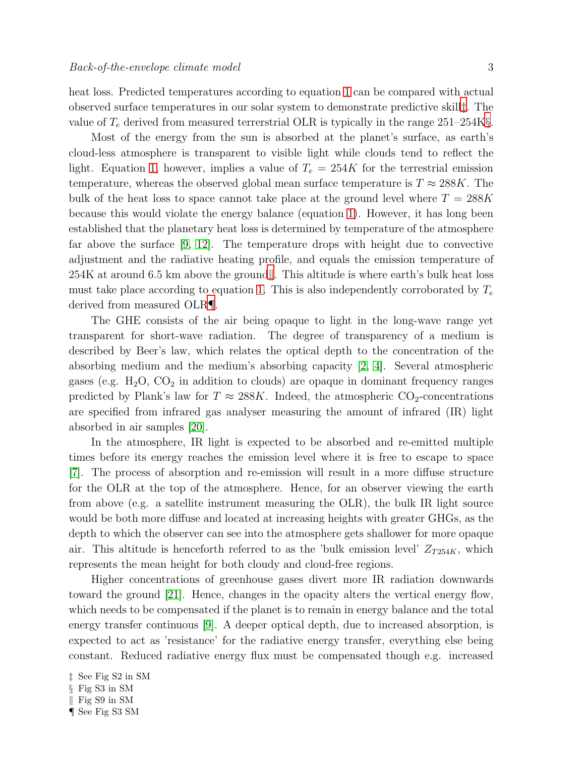heat loss. Predicted temperatures according to equation 1 can be compared with actual observed surface temperatures in our solar system to demonstrate predictive skill‡. The value of $T_e$ derived from measured terrerstrial OLR is typically in the range 251–254K§.

Most of the energy from the sun is absorbed at the planet's surface, as earth's cloud-less atmosphere is transparent to visible light while clouds tend to reflect the light. Equation 1, however, implies a value of $T_e = 254K$ for the terrestrial emission temperature, whereas the observed global mean surface temperature is $T \approx 288K$. The bulk of the heat loss to space cannot take place at the ground level where $T = 288K$ because this would violate the energy balance (equation 1). However, it has long been established that the planetary heat loss is determined by temperature of the atmosphere far above the surface [9, 12]. The temperature drops with height due to convective adjustment and the radiative heating profile, and equals the emission temperature of 254K at around 6.5 km above the ground‖. This altitude is where earth's bulk heat loss must take place according to equation 1. This is also independently corroborated by $T_e$ derived from measured OLR¶.

The GHE consists of the air being opaque to light in the long-wave range yet transparent for short-wave radiation. The degree of transparency of a medium is described by Beer's law, which relates the optical depth to the concentration of the absorbing medium and the medium's absorbing capacity [2, 4]. Several atmospheric gases (e.g. $H_2O$, $CO_2$ in addition to clouds) are opaque in dominant frequency ranges predicted by Plank's law for $T \approx 288K$. Indeed, the atmospheric $CO_2$-concentrations are specified from infrared gas analyser measuring the amount of infrared (IR) light absorbed in air samples [20].

In the atmosphere, IR light is expected to be absorbed and re-emitted multiple times before its energy reaches the emission level where it is free to escape to space [7]. The process of absorption and re-emission will result in a more diffuse structure for the OLR at the top of the atmosphere. Hence, for an observer viewing the earth from above (e.g. a satellite instrument measuring the OLR), the bulk IR light source would be both more diffuse and located at increasing heights with greater GHGs, as the depth to which the observer can see into the atmosphere gets shallower for more opaque air. This altitude is henceforth referred to as the 'bulk emission level' $Z_{T254K}$, which represents the mean height for both cloudy and cloud-free regions.

Higher concentrations of greenhouse gases divert more IR radiation downwards toward the ground [21]. Hence, changes in the opacity alters the vertical energy flow, which needs to be compensated if the planet is to remain in energy balance and the total energy transfer continuous [9]. A deeper optical depth, due to increased absorption, is expected to act as 'resistance' for the radiative energy transfer, everything else being constant. Reduced radiative energy flux must be compensated though e.g. increased

‡ See Fig S2 in SM

§ Fig S3 in SM

‖ Fig S9 in SM

¶ See Fig S3 SM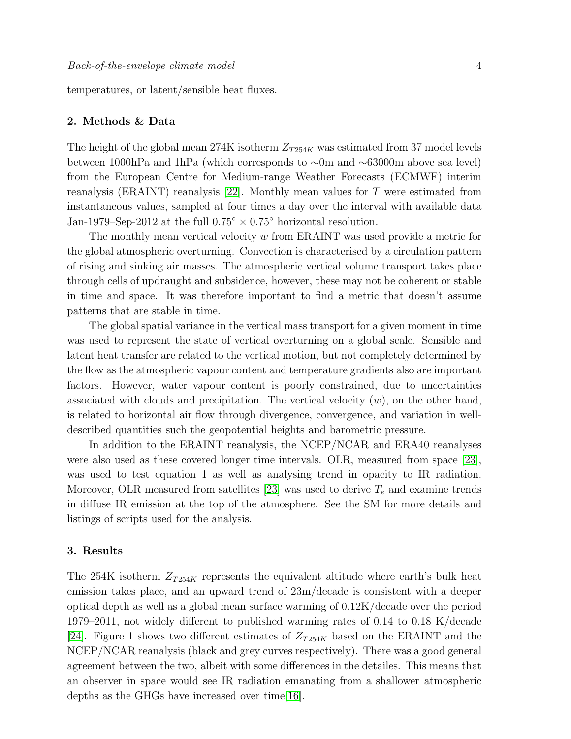temperatures, or latent/sensible heat fluxes.

## 2. Methods & Data

The height of the global mean 274K isotherm $Z_{T254K}$ was estimated from 37 model levels between 1000hPa and 1hPa (which corresponds to ∼0m and ∼63000m above sea level) from the European Centre for Medium-range Weather Forecasts (ECMWF) interim reanalysis (ERAINT) reanalysis [22]. Monthly mean values for $T$ were estimated from instantaneous values, sampled at four times a day over the interval with available data Jan-1979–Sep-2012 at the full $0.75^\circ \times 0.75^\circ$ horizontal resolution.

The monthly mean vertical velocity $w$ from ERAINT was used provide a metric for the global atmospheric overturning. Convection is characterised by a circulation pattern of rising and sinking air masses. The atmospheric vertical volume transport takes place through cells of updraught and subsidence, however, these may not be coherent or stable in time and space. It was therefore important to find a metric that doesn't assume patterns that are stable in time.

The global spatial variance in the vertical mass transport for a given moment in time was used to represent the state of vertical overturning on a global scale. Sensible and latent heat transfer are related to the vertical motion, but not completely determined by the flow as the atmospheric vapour content and temperature gradients also are important factors. However, water vapour content is poorly constrained, due to uncertainties associated with clouds and precipitation. The vertical velocity ($w$), on the other hand, is related to horizontal air flow through divergence, convergence, and variation in well-described quantities such the geopotential heights and barometric pressure.

In addition to the ERAINT reanalysis, the NCEP/NCAR and ERA40 reanalyses were also used as these covered longer time intervals. OLR, measured from space [23], was used to test equation 1 as well as analysing trend in opacity to IR radiation. Moreover, OLR measured from satellites [23] was used to derive $T_e$ and examine trends in diffuse IR emission at the top of the atmosphere. See the SM for more details and listings of scripts used for the analysis.

## 3. Results

The 254K isotherm $Z_{T254K}$ represents the equivalent altitude where earth's bulk heat emission takes place, and an upward trend of 23m/decade is consistent with a deeper optical depth as well as a global mean surface warming of 0.12K/decade over the period 1979–2011, not widely different to published warming rates of 0.14 to 0.18 K/decade [24]. Figure 1 shows two different estimates of $Z_{T254K}$ based on the ERAINT and the NCEP/NCAR reanalysis (black and grey curves respectively). There was a good general agreement between the two, albeit with some differences in the detailes. This means that an observer in space would see IR radiation emanating from a shallower atmospheric depths as the GHGs have increased over time[16].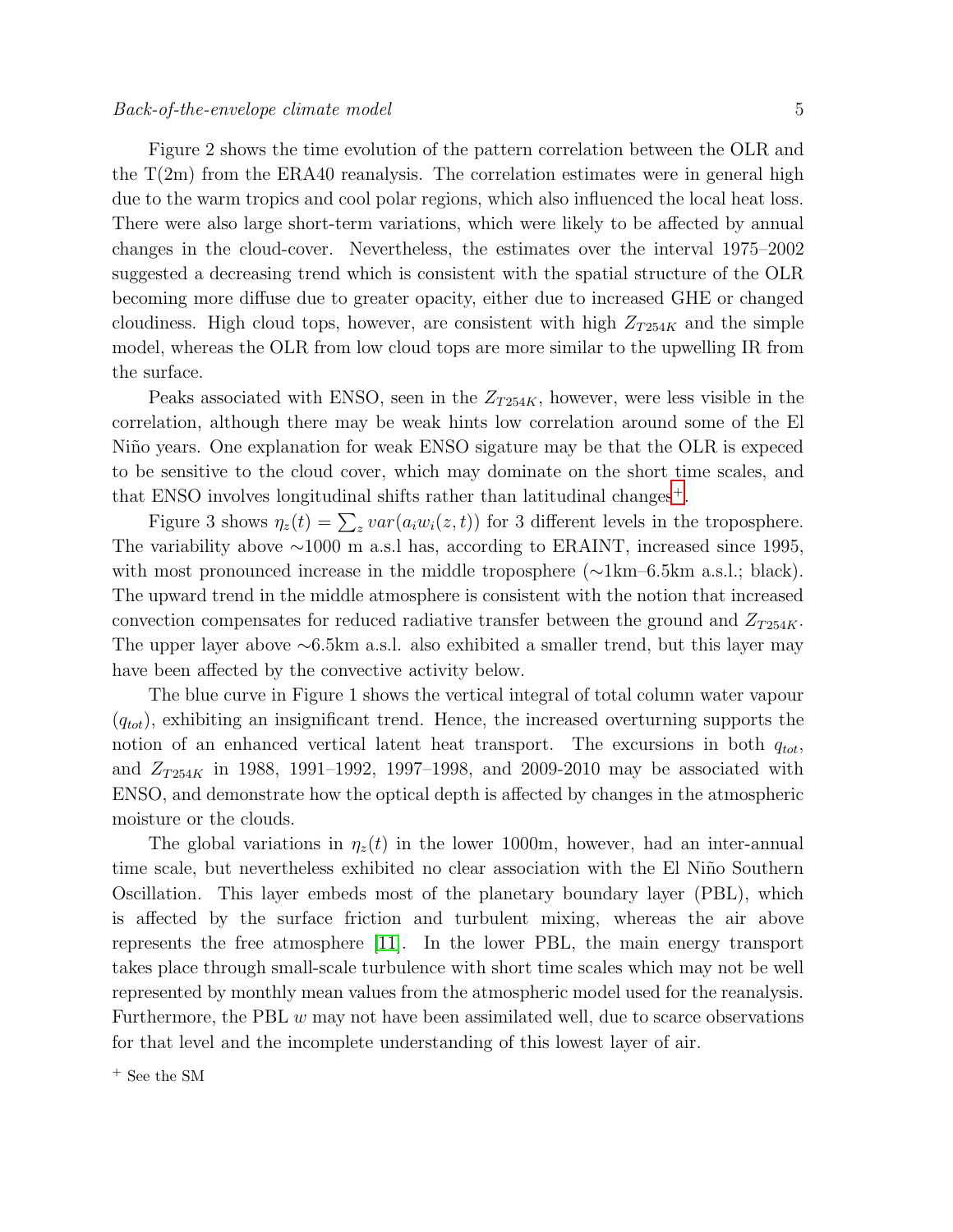Figure 2 shows the time evolution of the pattern correlation between the OLR and the T(2m) from the ERA40 reanalysis. The correlation estimates were in general high due to the warm tropics and cool polar regions, which also influenced the local heat loss. There were also large short-term variations, which were likely to be affected by annual changes in the cloud-cover. Nevertheless, the estimates over the interval 1975–2002 suggested a decreasing trend which is consistent with the spatial structure of the OLR becoming more diffuse due to greater opacity, either due to increased GHE or changed cloudiness. High cloud tops, however, are consistent with high $Z_{T254K}$ and the simple model, whereas the OLR from low cloud tops are more similar to the upwelling IR from the surface.

Peaks associated with ENSO, seen in the $Z_{T254K}$, however, were less visible in the correlation, although there may be weak hints low correlation around some of the El Niño years. One explanation for weak ENSO sigature may be that the OLR is expeced to be sensitive to the cloud cover, which may dominate on the short time scales, and that ENSO involves longitudinal shifts rather than latitudinal changes[+].

Figure 3 shows $\eta_z(t) = \sum_z var(a_i w_i(z,t))$ for 3 different levels in the troposphere. The variability above ∼1000 m a.s.l has, according to ERAINT, increased since 1995, with most pronounced increase in the middle troposphere (∼1km–6.5km a.s.l.; black). The upward trend in the middle atmosphere is consistent with the notion that increased convection compensates for reduced radiative transfer between the ground and $Z_{T254K}$. The upper layer above ∼6.5km a.s.l. also exhibited a smaller trend, but this layer may have been affected by the convective activity below.

The blue curve in Figure 1 shows the vertical integral of total column water vapour ($q_{tot}$), exhibiting an insignificant trend. Hence, the increased overturning supports the notion of an enhanced vertical latent heat transport. The excursions in both $q_{tot}$, and $Z_{T254K}$ in 1988, 1991–1992, 1997–1998, and 2009-2010 may be associated with ENSO, and demonstrate how the optical depth is affected by changes in the atmospheric moisture or the clouds.

The global variations in $\eta_z(t)$ in the lower 1000m, however, had an inter-annual time scale, but nevertheless exhibited no clear association with the El Niño Southern Oscillation. This layer embeds most of the planetary boundary layer (PBL), which is affected by the surface friction and turbulent mixing, whereas the air above represents the free atmosphere [11]. In the lower PBL, the main energy transport takes place through small-scale turbulence with short time scales which may not be well represented by monthly mean values from the atmospheric model used for the reanalysis. Furthermore, the PBL $w$ may not have been assimilated well, due to scarce observations for that level and the incomplete understanding of this lowest layer of air.

[+] See the SM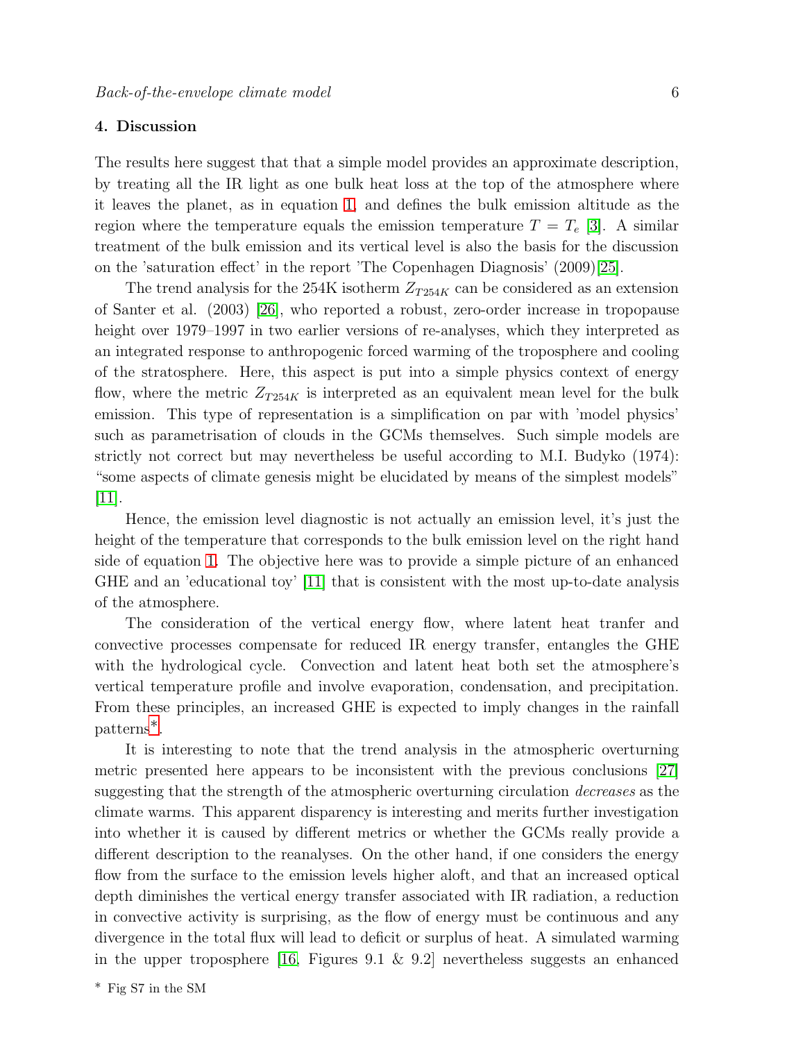## 4. Discussion

The results here suggest that that a simple model provides an approximate description, by treating all the IR light as one bulk heat loss at the top of the atmosphere where it leaves the planet, as in equation 1, and defines the bulk emission altitude as the region where the temperature equals the emission temperature $T = T_e$ [3]. A similar treatment of the bulk emission and its vertical level is also the basis for the discussion on the 'saturation effect' in the report 'The Copenhagen Diagnosis' (2009)[25].

The trend analysis for the 254K isotherm $Z_{T254K}$ can be considered as an extension of Santer et al. (2003) [26], who reported a robust, zero-order increase in tropopause height over 1979–1997 in two earlier versions of re-analyses, which they interpreted as an integrated response to anthropogenic forced warming of the troposphere and cooling of the stratosphere. Here, this aspect is put into a simple physics context of energy flow, where the metric $Z_{T254K}$ is interpreted as an equivalent mean level for the bulk emission. This type of representation is a simplification on par with 'model physics' such as parametrisation of clouds in the GCMs themselves. Such simple models are strictly not correct but may nevertheless be useful according to M.I. Budyko (1974): "some aspects of climate genesis might be elucidated by means of the simplest models" [11].

Hence, the emission level diagnostic is not actually an emission level, it's just the height of the temperature that corresponds to the bulk emission level on the right hand side of equation 1. The objective here was to provide a simple picture of an enhanced GHE and an 'educational toy' [11] that is consistent with the most up-to-date analysis of the atmosphere.

The consideration of the vertical energy flow, where latent heat tranfer and convective processes compensate for reduced IR energy transfer, entangles the GHE with the hydrological cycle. Convection and latent heat both set the atmosphere's vertical temperature profile and involve evaporation, condensation, and precipitation. From these principles, an increased GHE is expected to imply changes in the rainfall patterns*.

It is interesting to note that the trend analysis in the atmospheric overturning metric presented here appears to be inconsistent with the previous conclusions [27] suggesting that the strength of the atmospheric overturning circulation *decreases* as the climate warms. This apparent disparency is interesting and merits further investigation into whether it is caused by different metrics or whether the GCMs really provide a different description to the reanalyses. On the other hand, if one considers the energy flow from the surface to the emission levels higher aloft, and that an increased optical depth diminishes the vertical energy transfer associated with IR radiation, a reduction in convective activity is surprising, as the flow of energy must be continuous and any divergence in the total flux will lead to deficit or surplus of heat. A simulated warming in the upper troposphere [16, Figures 9.1 & 9.2] nevertheless suggests an enhanced

\* Fig S7 in the SM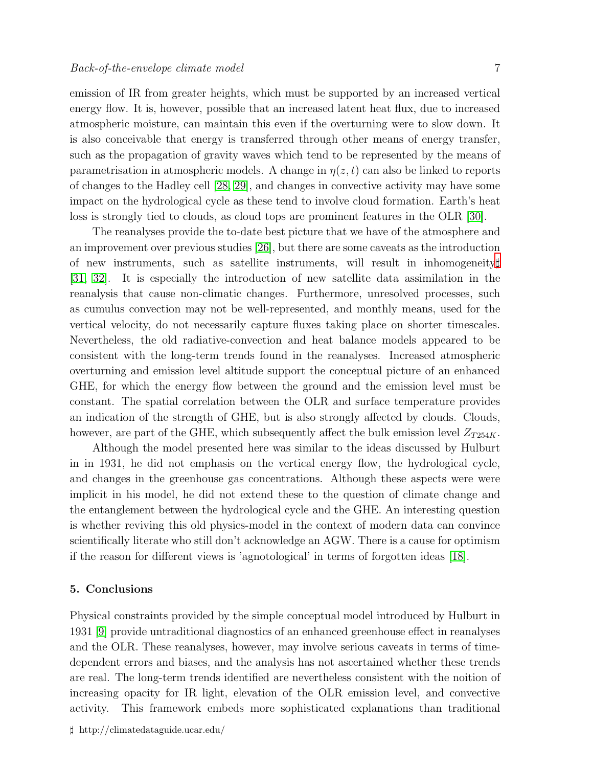emission of IR from greater heights, which must be supported by an increased vertical energy flow. It is, however, possible that an increased latent heat flux, due to increased atmospheric moisture, can maintain this even if the overturning were to slow down. It is also conceivable that energy is transferred through other means of energy transfer, such as the propagation of gravity waves which tend to be represented by the means of parametrisation in atmospheric models. A change in $\eta(z,t)$ can also be linked to reports of changes to the Hadley cell [28, 29], and changes in convective activity may have some impact on the hydrological cycle as these tend to involve cloud formation. Earth's heat loss is strongly tied to clouds, as cloud tops are prominent features in the OLR [30].

The reanalyses provide the to-date best picture that we have of the atmosphere and an improvement over previous studies [26], but there are some caveats as the introduction of new instruments, such as satellite instruments, will result in inhomogeneity♯ [31, 32]. It is especially the introduction of new satellite data assimilation in the reanalysis that cause non-climatic changes. Furthermore, unresolved processes, such as cumulus convection may not be well-represented, and monthly means, used for the vertical velocity, do not necessarily capture fluxes taking place on shorter timescales. Nevertheless, the old radiative-convection and heat balance models appeared to be consistent with the long-term trends found in the reanalyses. Increased atmospheric overturning and emission level altitude support the conceptual picture of an enhanced GHE, for which the energy flow between the ground and the emission level must be constant. The spatial correlation between the OLR and surface temperature provides an indication of the strength of GHE, but is also strongly affected by clouds. Clouds, however, are part of the GHE, which subsequently affect the bulk emission level $Z_{T254K}$.

Although the model presented here was similar to the ideas discussed by Hulburt in in 1931, he did not emphasis on the vertical energy flow, the hydrological cycle, and changes in the greenhouse gas concentrations. Although these aspects were were implicit in his model, he did not extend these to the question of climate change and the entanglement between the hydrological cycle and the GHE. An interesting question is whether reviving this old physics-model in the context of modern data can convince scientifically literate who still don't acknowledge an AGW. There is a cause for optimism if the reason for different views is 'agnotological' in terms of forgotten ideas [18].

## 5. Conclusions

Physical constraints provided by the simple conceptual model introduced by Hulburt in 1931 [9] provide untraditional diagnostics of an enhanced greenhouse effect in reanalyses and the OLR. These reanalyses, however, may involve serious caveats in terms of time-dependent errors and biases, and the analysis has not ascertained whether these trends are real. The long-term trends identified are nevertheless consistent with the noition of increasing opacity for IR light, elevation of the OLR emission level, and convective activity. This framework embeds more sophisticated explanations than traditional

♯ http://climatedataguide.ucar.edu/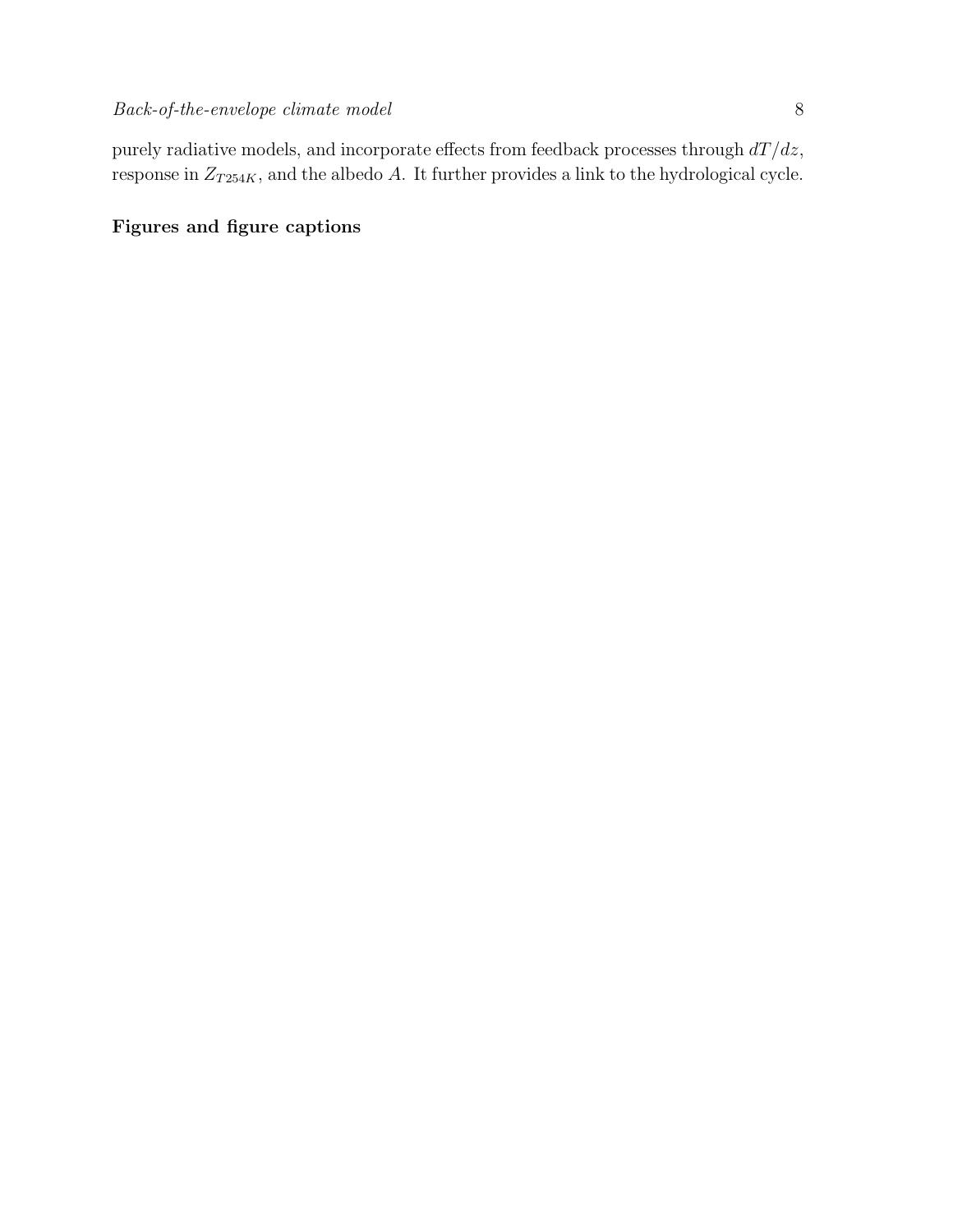purely radiative models, and incorporate effects from feedback processes through $dT/dz$, response in $Z_{T254K}$, and the albedo $A$. It further provides a link to the hydrological cycle.

**Figures and figure captions**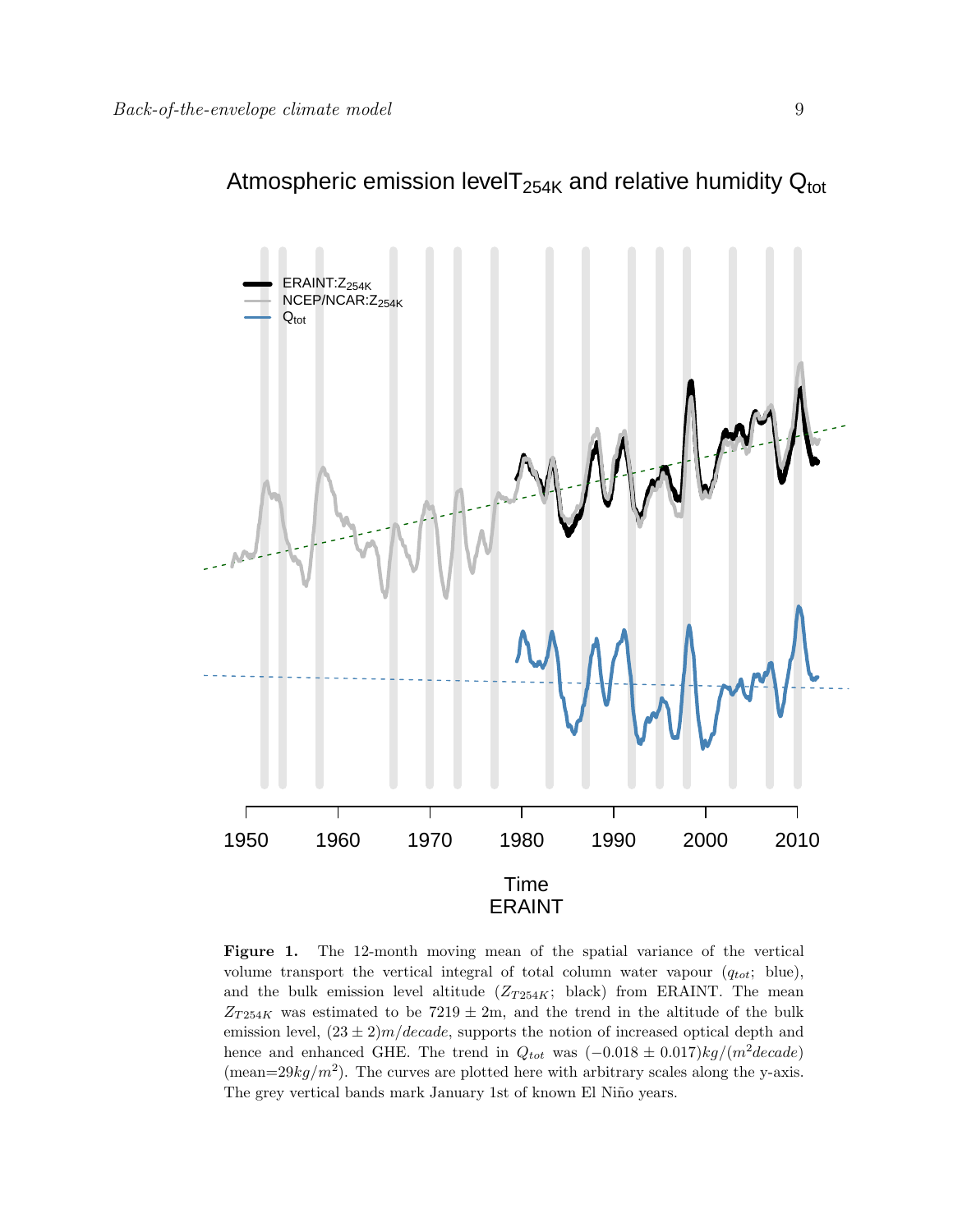**Figure 1.** The 12-month moving mean of the spatial variance of the vertical volume transport the vertical integral of total column water vapour ($q_{tot}$; blue), and the bulk emission level altitude ($Z_{T254K}$; black) from ERAINT. The mean $Z_{T254K}$ was estimated to be $7219 \pm 2$m, and the trend in the altitude of the bulk emission level, $(23 \pm 2) m/decade$, supports the notion of increased optical depth and hence and enhanced GHE. The trend in $Q_{tot}$ was $(-0.018 \pm 0.017) kg/(m^2 decade)$ (mean=$29 kg/m^2$). The curves are plotted here with arbitrary scales along the y-axis. The grey vertical bands mark January 1st of known El Niño years.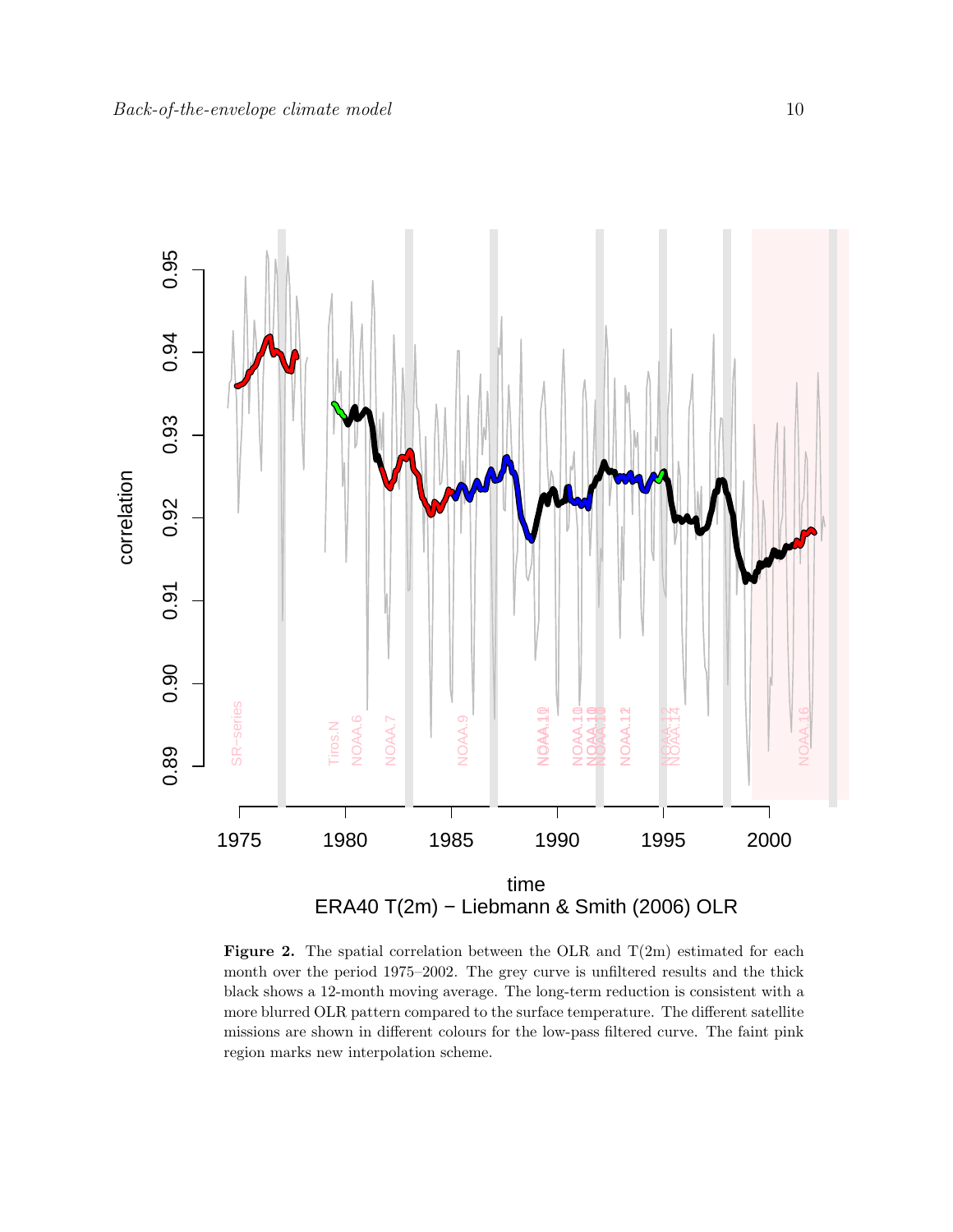**Figure 2.** The spatial correlation between the OLR and T(2m) estimated for each month over the period 1975–2002. The grey curve is unfiltered results and the thick black shows a 12-month moving average. The long-term reduction is consistent with a more blurred OLR pattern compared to the surface temperature. The different satellite missions are shown in different colours for the low-pass filtered curve. The faint pink region marks new interpolation scheme.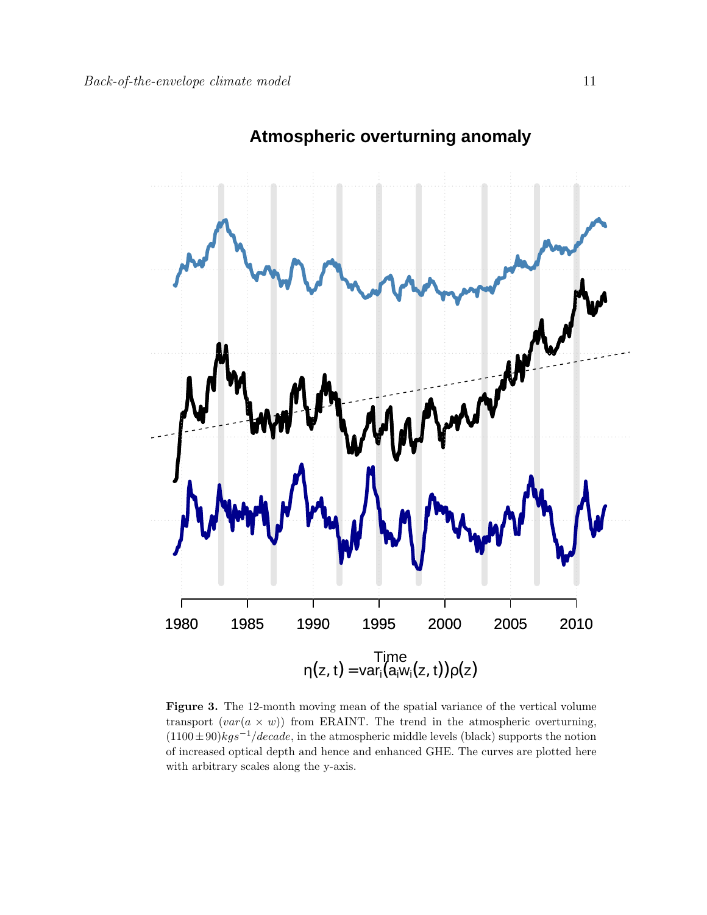**Figure 3.** The 12-month moving mean of the spatial variance of the vertical volume transport ($var(a \times w)$) from ERAINT. The trend in the atmospheric overturning, $(1100 \pm 90)kgs^{-1}/decade$, in the atmospheric middle levels (black) supports the notion of increased optical depth and hence and enhanced GHE. The curves are plotted here with arbitrary scales along the y-axis.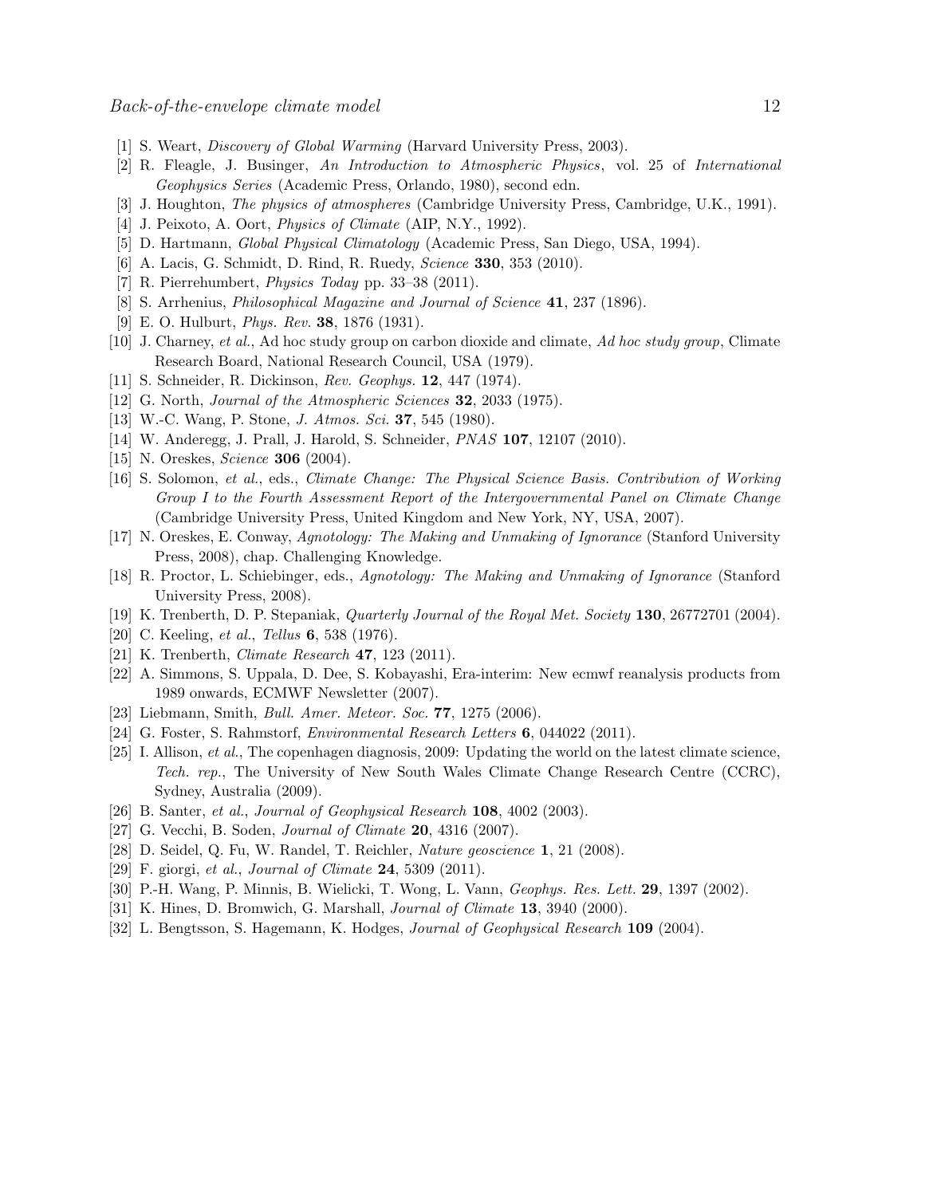[1] S. Weart, *Discovery of Global Warming* (Harvard University Press, 2003).

[2] R. Fleagle, J. Businger, *An Introduction to Atmospheric Physics*, vol. 25 of *International Geophysics Series* (Academic Press, Orlando, 1980), second edn.

[3] J. Houghton, *The physics of atmospheres* (Cambridge University Press, Cambridge, U.K., 1991).

[4] J. Peixoto, A. Oort, *Physics of Climate* (AIP, N.Y., 1992).

[5] D. Hartmann, *Global Physical Climatology* (Academic Press, San Diego, USA, 1994).

[6] A. Lacis, G. Schmidt, D. Rind, R. Ruedy, *Science* **330**, 353 (2010).

[7] R. Pierrehumbert, *Physics Today* pp. 33–38 (2011).

[8] S. Arrhenius, *Philosophical Magazine and Journal of Science* **41**, 237 (1896).

[9] E. O. Hulburt, *Phys. Rev.* **38**, 1876 (1931).

[10] J. Charney, *et al.*, Ad hoc study group on carbon dioxide and climate, *Ad hoc study group*, Climate Research Board, National Research Council, USA (1979).

[11] S. Schneider, R. Dickinson, *Rev. Geophys.* **12**, 447 (1974).

[12] G. North, *Journal of the Atmospheric Sciences* **32**, 2033 (1975).

[13] W.-C. Wang, P. Stone, *J. Atmos. Sci.* **37**, 545 (1980).

[14] W. Anderegg, J. Prall, J. Harold, S. Schneider, *PNAS* **107**, 12107 (2010).

[15] N. Oreskes, *Science* **306** (2004).

[16] S. Solomon, *et al.*, eds., *Climate Change: The Physical Science Basis. Contribution of Working Group I to the Fourth Assessment Report of the Intergovernmental Panel on Climate Change* (Cambridge University Press, United Kingdom and New York, NY, USA, 2007).

[17] N. Oreskes, E. Conway, *Agnotology: The Making and Unmaking of Ignorance* (Stanford University Press, 2008), chap. Challenging Knowledge.

[18] R. Proctor, L. Schiebinger, eds., *Agnotology: The Making and Unmaking of Ignorance* (Stanford University Press, 2008).

[19] K. Trenberth, D. P. Stepaniak, *Quarterly Journal of the Royal Met. Society* **130**, 26772701 (2004).

[20] C. Keeling, *et al.*, *Tellus* **6**, 538 (1976).

[21] K. Trenberth, *Climate Research* **47**, 123 (2011).

[22] A. Simmons, S. Uppala, D. Dee, S. Kobayashi, Era-interim: New ecmwf reanalysis products from 1989 onwards, ECMWF Newsletter (2007).

[23] Liebmann, Smith, *Bull. Amer. Meteor. Soc.* **77**, 1275 (2006).

[24] G. Foster, S. Rahmstorf, *Environmental Research Letters* **6**, 044022 (2011).

[25] I. Allison, *et al.*, The copenhagen diagnosis, 2009: Updating the world on the latest climate science, *Tech. rep.*, The University of New South Wales Climate Change Research Centre (CCRC), Sydney, Australia (2009).

[26] B. Santer, *et al.*, *Journal of Geophysical Research* **108**, 4002 (2003).

[27] G. Vecchi, B. Soden, *Journal of Climate* **20**, 4316 (2007).

[28] D. Seidel, Q. Fu, W. Randel, T. Reichler, *Nature geoscience* **1**, 21 (2008).

[29] F. giorgi, *et al.*, *Journal of Climate* **24**, 5309 (2011).

[30] P.-H. Wang, P. Minnis, B. Wielicki, T. Wong, L. Vann, *Geophys. Res. Lett.* **29**, 1397 (2002).

[31] K. Hines, D. Bromwich, G. Marshall, *Journal of Climate* **13**, 3940 (2000).

[32] L. Bengtsson, S. Hagemann, K. Hodges, *Journal of Geophysical Research* **109** (2004).